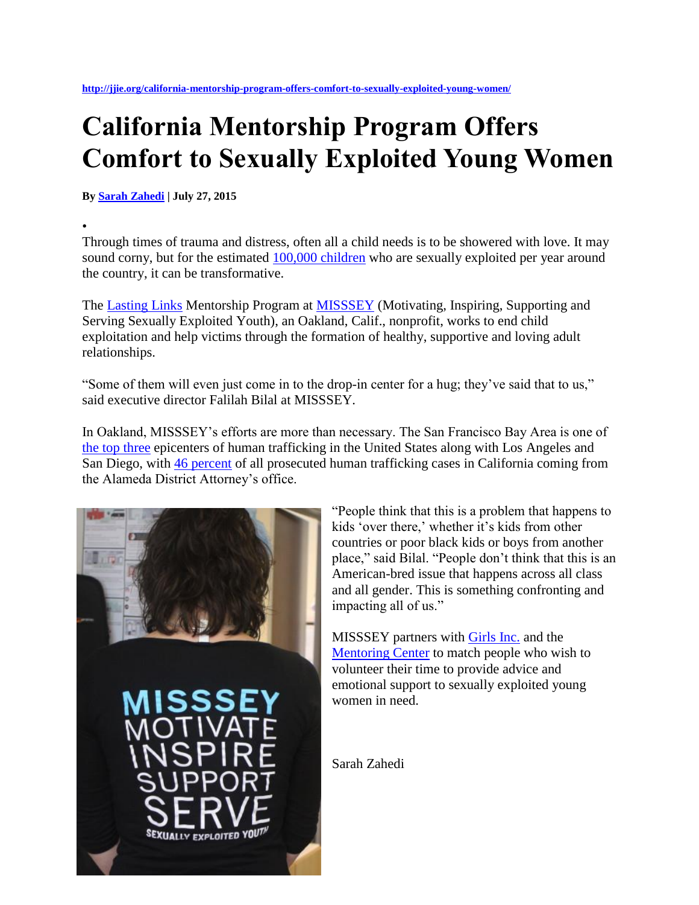http://jjie.org/california-mentorship-program-offers-comfort-to-sexually-exploited-young-women/

# California Mentorship Program Offers Comfort to Sexually Exploited Young Women

**By Sarah Zahedi | July 27, 2015**

•

Through times of trauma and distress, often all a child needs is to be showered with love. It may sound corny, but for the estimated 100,000 children who are sexually exploited per year around the country, it can be transformative.

The Lasting Links Mentorship Program at MISSSEY (Motivating, Inspiring, Supporting and Serving Sexually Exploited Youth), an Oakland, Calif., nonprofit, works to end child exploitation and help victims through the formation of healthy, supportive and loving adult relationships.

"Some of them will even just come in to the drop-in center for a hug; they've said that to us," said executive director Falilah Bilal at MISSSEY.

In Oakland, MISSSEY's efforts are more than necessary. The San Francisco Bay Area is one of the top three epicenters of human trafficking in the United States along with Los Angeles and San Diego, with 46 percent of all prosecuted human trafficking cases in California coming from the Alameda District Attorney's office.

"People think that this is a problem that happens to kids 'over there,' whether it's kids from other countries or poor black kids or boys from another place," said Bilal. "People don't think that this is an American-bred issue that happens across all class and all gender. This is something confronting and impacting all of us."

MISSSEY partners with Girls Inc. and the Mentoring Center to match people who wish to volunteer their time to provide advice and emotional support to sexually exploited young women in need.

Sarah Zahedi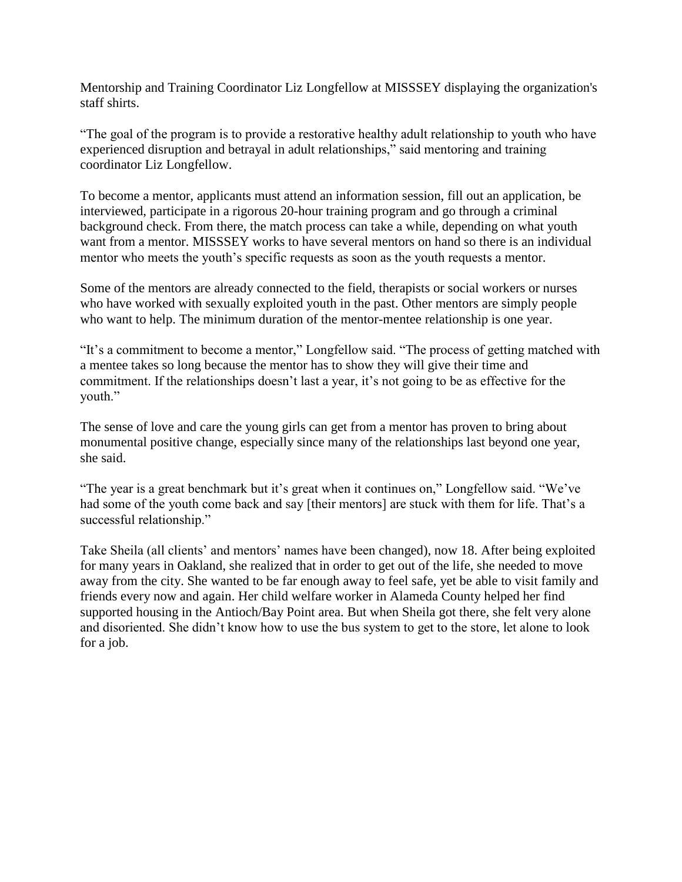Mentorship and Training Coordinator Liz Longfellow at MISSSEY displaying the organization's staff shirts.

"The goal of the program is to provide a restorative healthy adult relationship to youth who have experienced disruption and betrayal in adult relationships," said mentoring and training coordinator Liz Longfellow.

To become a mentor, applicants must attend an information session, fill out an application, be interviewed, participate in a rigorous 20-hour training program and go through a criminal background check. From there, the match process can take a while, depending on what youth want from a mentor. MISSSEY works to have several mentors on hand so there is an individual mentor who meets the youth's specific requests as soon as the youth requests a mentor.

Some of the mentors are already connected to the field, therapists or social workers or nurses who have worked with sexually exploited youth in the past. Other mentors are simply people who want to help. The minimum duration of the mentor-mentee relationship is one year.

"It's a commitment to become a mentor," Longfellow said. "The process of getting matched with a mentee takes so long because the mentor has to show they will give their time and commitment. If the relationships doesn't last a year, it's not going to be as effective for the youth."

The sense of love and care the young girls can get from a mentor has proven to bring about monumental positive change, especially since many of the relationships last beyond one year, she said.

"The year is a great benchmark but it's great when it continues on," Longfellow said. "We've had some of the youth come back and say [their mentors] are stuck with them for life. That's a successful relationship."

Take Sheila (all clients' and mentors' names have been changed), now 18. After being exploited for many years in Oakland, she realized that in order to get out of the life, she needed to move away from the city. She wanted to be far enough away to feel safe, yet be able to visit family and friends every now and again. Her child welfare worker in Alameda County helped her find supported housing in the Antioch/Bay Point area. But when Sheila got there, she felt very alone and disoriented. She didn't know how to use the bus system to get to the store, let alone to look for a job.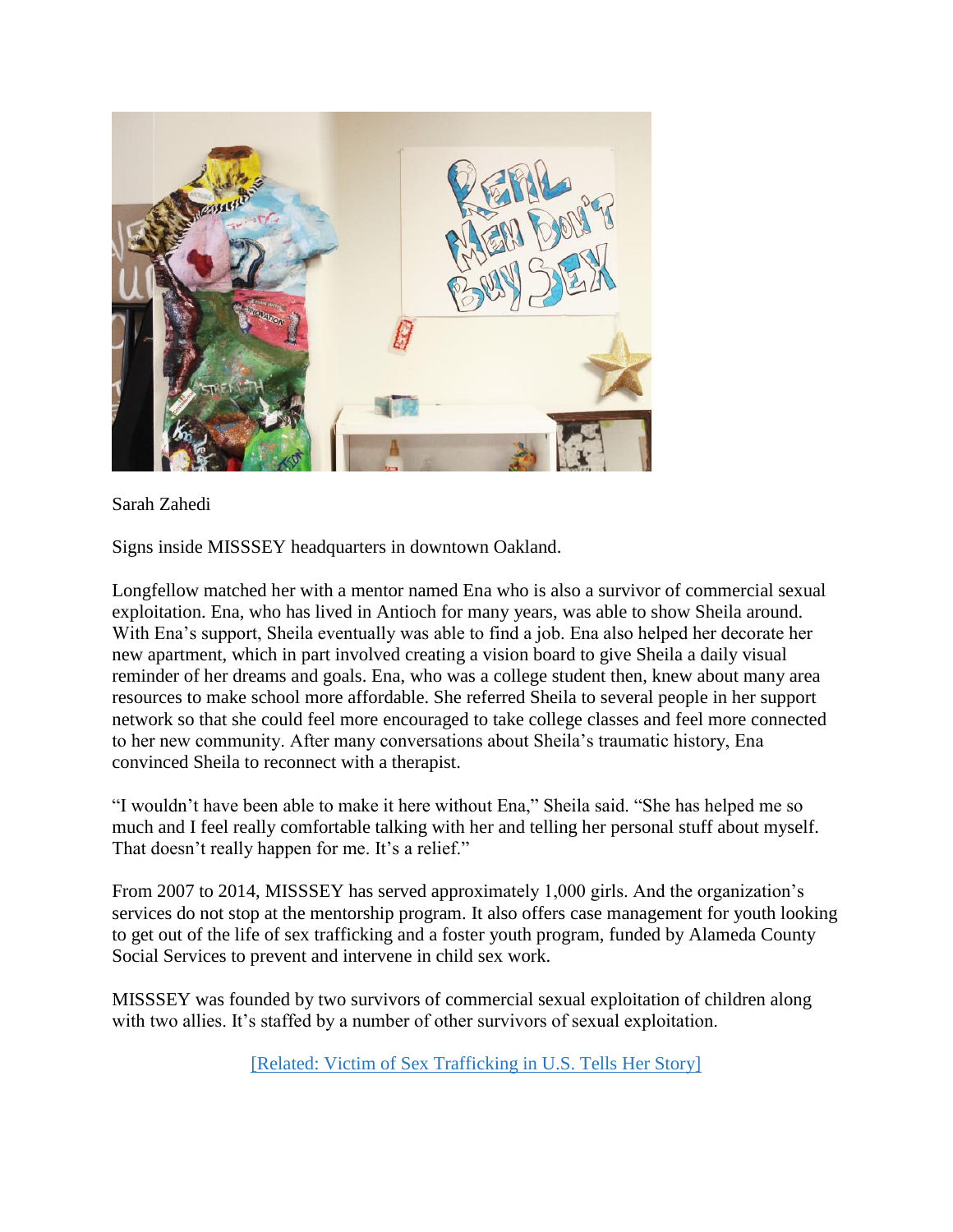Sarah Zahedi

Signs inside MISSSEY headquarters in downtown Oakland.

Longfellow matched her with a mentor named Ena who is also a survivor of commercial sexual exploitation. Ena, who has lived in Antioch for many years, was able to show Sheila around. With Ena's support, Sheila eventually was able to find a job. Ena also helped her decorate her new apartment, which in part involved creating a vision board to give Sheila a daily visual reminder of her dreams and goals. Ena, who was a college student then, knew about many area resources to make school more affordable. She referred Sheila to several people in her support network so that she could feel more encouraged to take college classes and feel more connected to her new community. After many conversations about Sheila's traumatic history, Ena convinced Sheila to reconnect with a therapist.

"I wouldn't have been able to make it here without Ena," Sheila said. "She has helped me so much and I feel really comfortable talking with her and telling her personal stuff about myself. That doesn't really happen for me. It's a relief."

From 2007 to 2014, MISSSEY has served approximately 1,000 girls. And the organization's services do not stop at the mentorship program. It also offers case management for youth looking to get out of the life of sex trafficking and a foster youth program, funded by Alameda County Social Services to prevent and intervene in child sex work.

MISSSEY was founded by two survivors of commercial sexual exploitation of children along with two allies. It's staffed by a number of other survivors of sexual exploitation.

[Related: Victim of Sex Trafficking in U.S. Tells Her Story]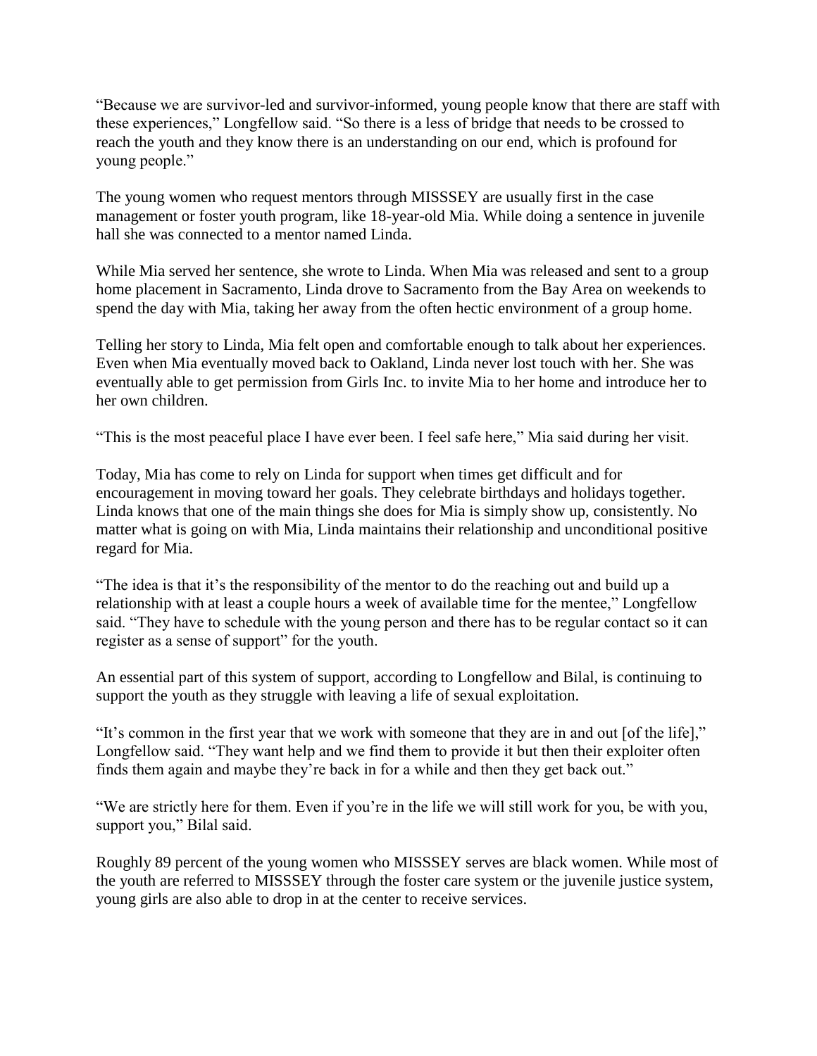"Because we are survivor-led and survivor-informed, young people know that there are staff with these experiences," Longfellow said. "So there is a less of bridge that needs to be crossed to reach the youth and they know there is an understanding on our end, which is profound for young people."

The young women who request mentors through MISSSEY are usually first in the case management or foster youth program, like 18-year-old Mia. While doing a sentence in juvenile hall she was connected to a mentor named Linda.

While Mia served her sentence, she wrote to Linda. When Mia was released and sent to a group home placement in Sacramento, Linda drove to Sacramento from the Bay Area on weekends to spend the day with Mia, taking her away from the often hectic environment of a group home.

Telling her story to Linda, Mia felt open and comfortable enough to talk about her experiences. Even when Mia eventually moved back to Oakland, Linda never lost touch with her. She was eventually able to get permission from Girls Inc. to invite Mia to her home and introduce her to her own children.

"This is the most peaceful place I have ever been. I feel safe here," Mia said during her visit.

Today, Mia has come to rely on Linda for support when times get difficult and for encouragement in moving toward her goals. They celebrate birthdays and holidays together. Linda knows that one of the main things she does for Mia is simply show up, consistently. No matter what is going on with Mia, Linda maintains their relationship and unconditional positive regard for Mia.

"The idea is that it's the responsibility of the mentor to do the reaching out and build up a relationship with at least a couple hours a week of available time for the mentee," Longfellow said. "They have to schedule with the young person and there has to be regular contact so it can register as a sense of support" for the youth.

An essential part of this system of support, according to Longfellow and Bilal, is continuing to support the youth as they struggle with leaving a life of sexual exploitation.

"It's common in the first year that we work with someone that they are in and out [of the life]," Longfellow said. "They want help and we find them to provide it but then their exploiter often finds them again and maybe they're back in for a while and then they get back out."

"We are strictly here for them. Even if you're in the life we will still work for you, be with you, support you," Bilal said.

Roughly 89 percent of the young women who MISSSEY serves are black women. While most of the youth are referred to MISSSEY through the foster care system or the juvenile justice system, young girls are also able to drop in at the center to receive services.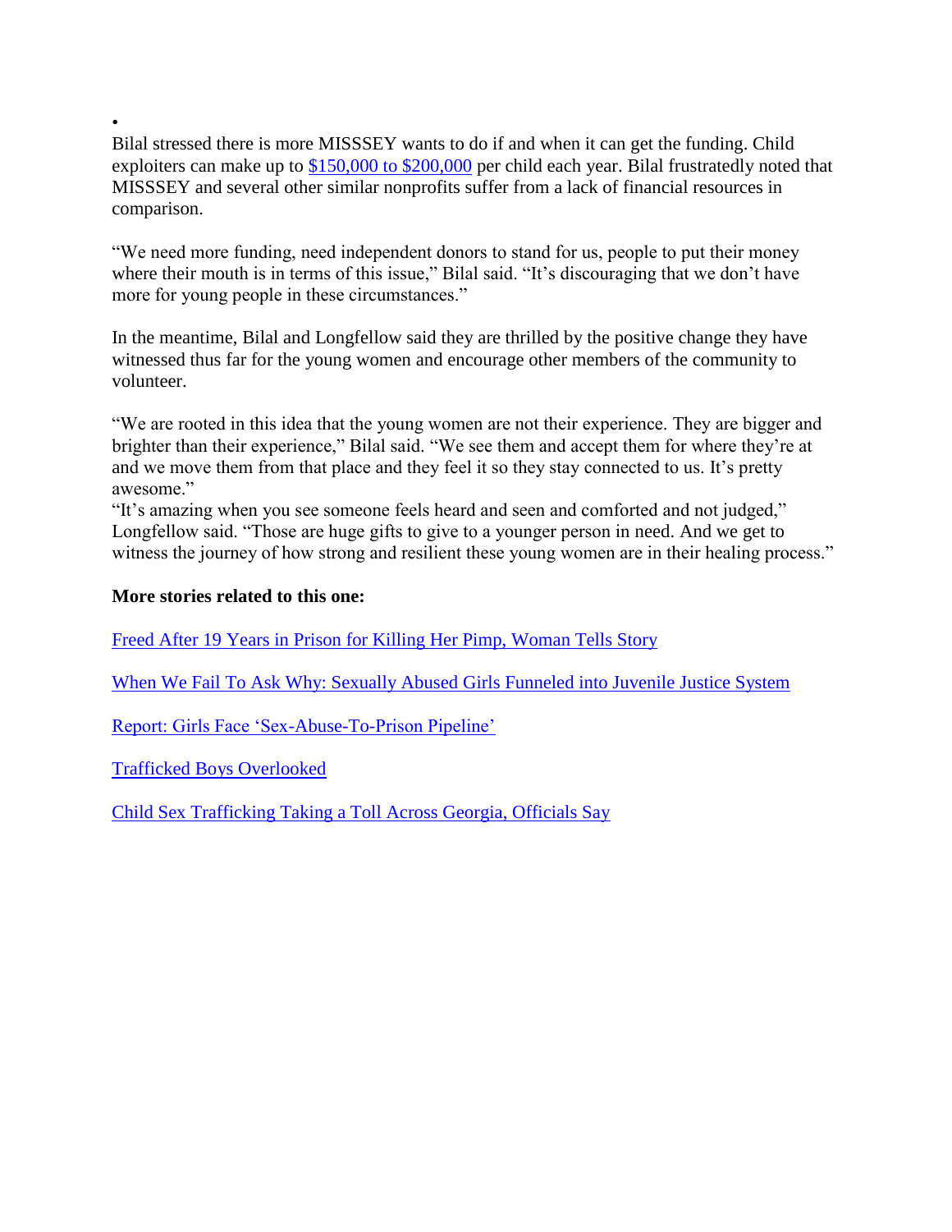•

Bilal stressed there is more MISSSEY wants to do if and when it can get the funding. Child exploiters can make up to [$150,000 to $200,000] per child each year. Bilal frustratedly noted that MISSSEY and several other similar nonprofits suffer from a lack of financial resources in comparison.

"We need more funding, need independent donors to stand for us, people to put their money where their mouth is in terms of this issue," Bilal said. "It's discouraging that we don't have more for young people in these circumstances."

In the meantime, Bilal and Longfellow said they are thrilled by the positive change they have witnessed thus far for the young women and encourage other members of the community to volunteer.

"We are rooted in this idea that the young women are not their experience. They are bigger and brighter than their experience," Bilal said. "We see them and accept them for where they're at and we move them from that place and they feel it so they stay connected to us. It's pretty awesome."

"It's amazing when you see someone feels heard and seen and comforted and not judged," Longfellow said. "Those are huge gifts to give to a younger person in need. And we get to witness the journey of how strong and resilient these young women are in their healing process."

**More stories related to this one:**

Freed After 19 Years in Prison for Killing Her Pimp, Woman Tells Story

When We Fail To Ask Why: Sexually Abused Girls Funneled into Juvenile Justice System

Report: Girls Face 'Sex-Abuse-To-Prison Pipeline'

Trafficked Boys Overlooked

Child Sex Trafficking Taking a Toll Across Georgia, Officials Say